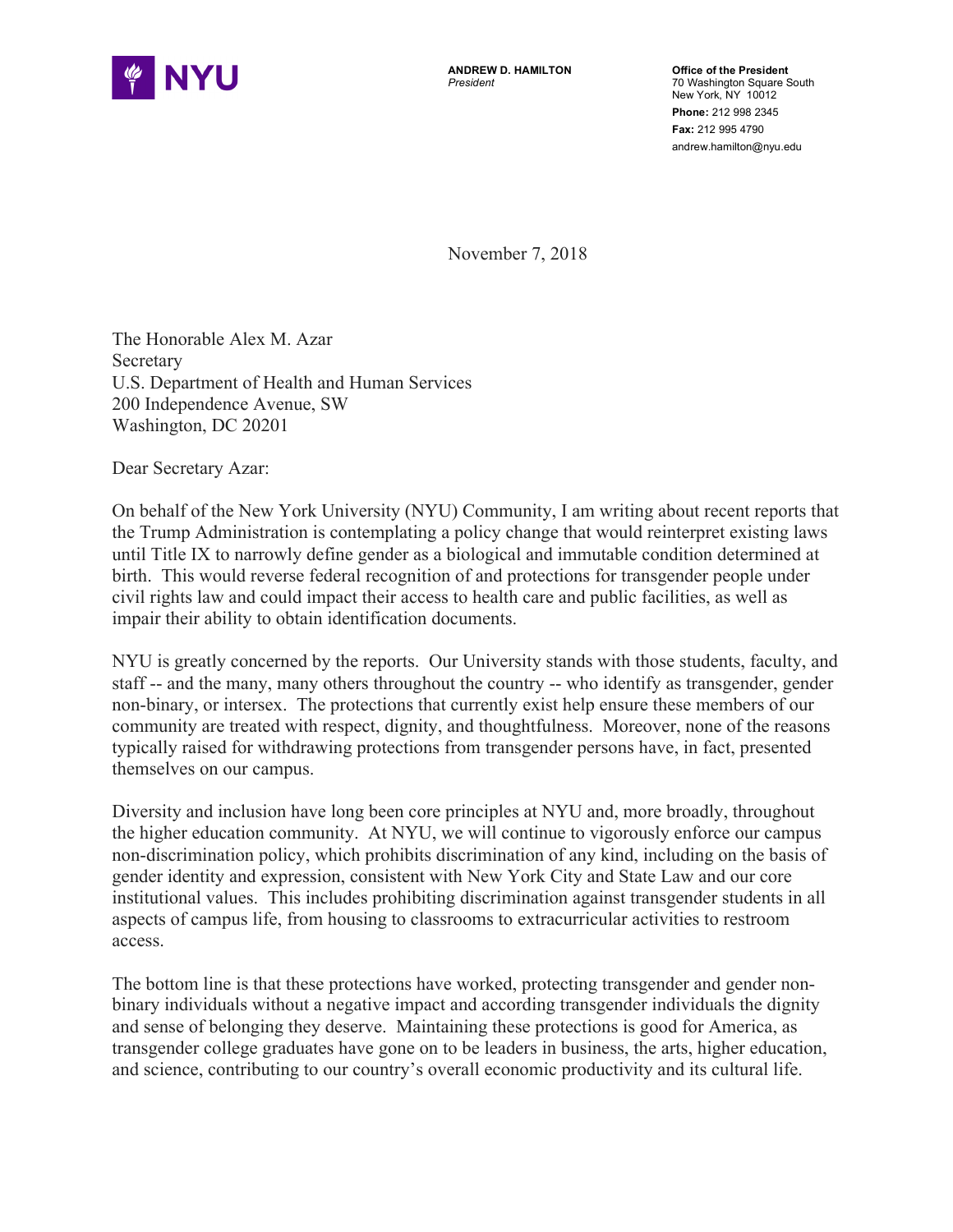NYU

**ANDREW D. HAMILTON**
*President*

**Office of the President**
70 Washington Square South
New York, NY 10012
**Phone:** 212 998 2345
**Fax:** 212 995 4790
andrew.hamilton@nyu.edu

November 7, 2018

The Honorable Alex M. Azar
Secretary
U.S. Department of Health and Human Services
200 Independence Avenue, SW
Washington, DC 20201

Dear Secretary Azar:

On behalf of the New York University (NYU) Community, I am writing about recent reports that the Trump Administration is contemplating a policy change that would reinterpret existing laws until Title IX to narrowly define gender as a biological and immutable condition determined at birth. This would reverse federal recognition of and protections for transgender people under civil rights law and could impact their access to health care and public facilities, as well as impair their ability to obtain identification documents.

NYU is greatly concerned by the reports. Our University stands with those students, faculty, and staff -- and the many, many others throughout the country -- who identify as transgender, gender non-binary, or intersex. The protections that currently exist help ensure these members of our community are treated with respect, dignity, and thoughtfulness. Moreover, none of the reasons typically raised for withdrawing protections from transgender persons have, in fact, presented themselves on our campus.

Diversity and inclusion have long been core principles at NYU and, more broadly, throughout the higher education community. At NYU, we will continue to vigorously enforce our campus non-discrimination policy, which prohibits discrimination of any kind, including on the basis of gender identity and expression, consistent with New York City and State Law and our core institutional values. This includes prohibiting discrimination against transgender students in all aspects of campus life, from housing to classrooms to extracurricular activities to restroom access.

The bottom line is that these protections have worked, protecting transgender and gender non-binary individuals without a negative impact and according transgender individuals the dignity and sense of belonging they deserve. Maintaining these protections is good for America, as transgender college graduates have gone on to be leaders in business, the arts, higher education, and science, contributing to our country's overall economic productivity and its cultural life.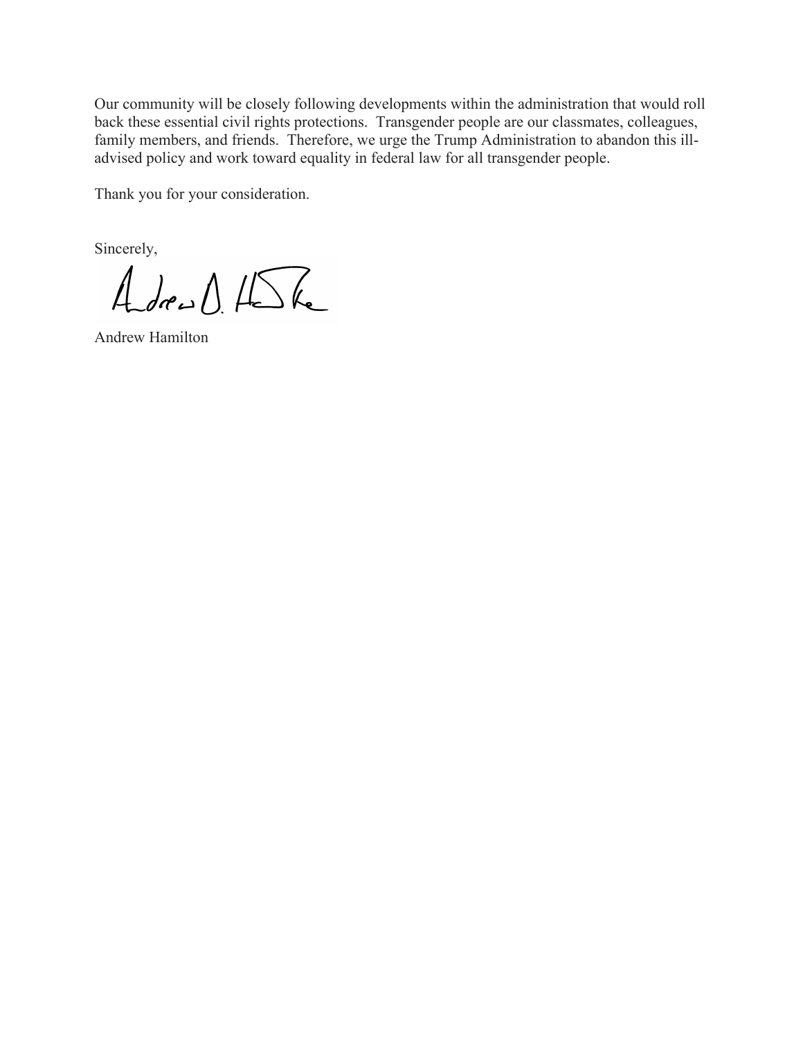Our community will be closely following developments within the administration that would roll back these essential civil rights protections. Transgender people are our classmates, colleagues, family members, and friends. Therefore, we urge the Trump Administration to abandon this ill-advised policy and work toward equality in federal law for all transgender people.

Thank you for your consideration.

Sincerely,

Andrew Hamilton